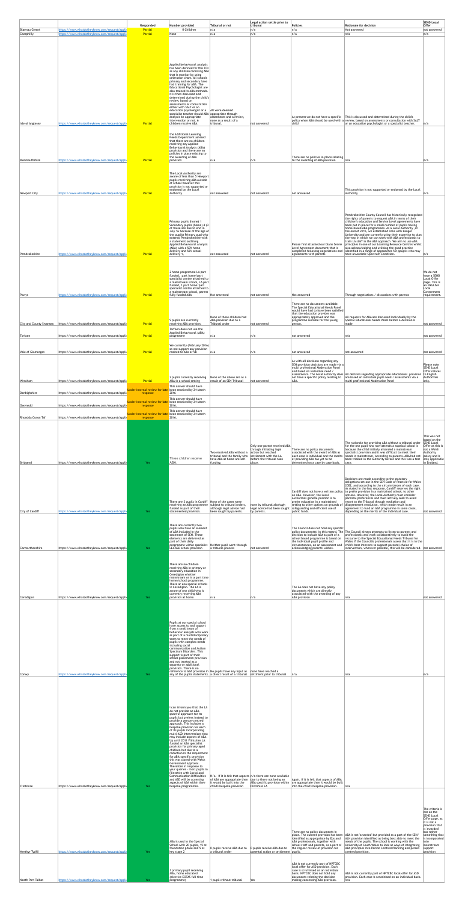| | | Responded | Number provided | Tribunal or not | Legal action settle prior to tribunal | Policies | Rationale for decision | SEND Local Offer |
|---|---|---|---|---|---|---|---|---|
| Blaenau Gwent | https://www.whatdotheyknow.com/request/appli | Partial | 0 Children | n/a | n/a | n/a | Not answered | not answered |
| Caerphilly | https://www.whatdotheyknow.com/request/appli | Partial | none | n/a | n/a | n/a | n/a | n/a |
| Isle of Anglesey | https://www.whatdotheyknow.com/request/appli | Partial | Applied behavioural analysis has been defined for this FOI as any children receiving ABA that is monitor by using celeration chart. All schools primary and secondary have had training for ABA. The Educational Psychologist are also trained in ABA methods. It is then discussed and determined during the child's review, based on assessments or consultation either with SALT or an education psychologist or a specialist teacher should ABA analysis be appropriate intervention or not. 6 children receive ABA. | All were deemed appropriate through assessments and a review, none as a result of a tribunal. | not answered | At present we do not have a specific policy when ABA should be used with a child | This is discussed and determined during the child's review, based on assessments or consultation with SALT or an education psychologist or a specialist teacher. | n/a |
| Moenmouthshire | https://www.whatdotheyknow.com/request/appli | Partial | the Additional Learning Needs Department advised that there are no children receiving any Applied Behavioural Analysis (ABA) provision and there are no policies in place relating to the awarding of ABA provision | n/a | n/a | There are no policies in place relating to the awarding of ABA provision | n/a | n/a |
| Newport City | https://www.whatdotheyknow.com/request/appli | Partial | The Local Authority are aware of less than 5 Newport pupils receiving ABA outside of school however this provision is not supported or endorsed by the Local Authority | not answered | not answered | not answered | This provision is not supported or endorsed by the Local Authority. | n/a |
| Pembrokeshire | https://www.whatdotheyknow.com/request/appli | Partial | Primary pupils (home) 1 Secondary pupils (home) 4 (3 of these are due to end of July 16 because of the age of the pupils) Primary pupil who entered Pembrokeshire with a statement outlining Applied Behavioural Analysis (ABA) with a 50% home delivery and 50% school delivery 1. | not answered | not answered | Please find attached our blank Service Level Agreement document that is completed following negotiations and agreements with parents | Pembrokeshire County Council has historically recognised the rights of parents to request ABA in terms of their children's education and Service Level Agreements have been put in place for a small number of pupils having home-based ABA programmes. As a Local Authority ,at the end of 2015, we established links with Bangor University and are currently using their expertise to plan the way in which we can work with ABA professionals to train LA staff in the ABA approach. We aim to use ABA principles in one of our Learning Resource Centres whilst also acknowledging and utilising the good practice identified in a range of approaches for pupils who may have an Autistic Spectrum Condition. | n/a |
| Powys | https://www.whatdotheyknow.com/request/appli | Partial | 2 home programme LA part funded, part home/part specialist centre attached to a mainstream school, LA part funded, 1 part home/part specialist centre attached to a mainstream school, parent fully funded ABA | Not answered | not answered | Not answered | Through negotiations / discussions with parents | We do not have a SEND Local Offer page. This is an ENGLISH Local Government requirement. |
| City and County Swansea | https://www.whatdotheyknow.com/request/appli | Partial | 9 pupils are currently receiving ABA provision. | None of these children had ABA provision due to a Tribunal order | not answered | There are no documents available. The Special Educational Needs Panel would have had to have been satisfied that the education provider was appropriately approved and the programme suitable for the young person. | All requests for ABA are discussed individually by the Special Educational Needs Panel before a decision is made | not answered |
| Torfaen | https://www.whatdotheyknow.com/request/appli | Partial | Torfaen does not use the Applied Behavioural (ABA) programme | n/a | n/a | not answered | n/a | not answered |
| Vale of Glamorgan | https://www.whatdotheyknow.com/request/appli | Partial | We currently (February 2016) do not support any provision related to ABA or VB | n/a | n/a | not answered | not answered | not answered |
| Wrexham | https://www.whatdotheyknow.com/request/appli | Partial | 2 pupils currently receiving ABA in a school setting | None of the above are as a result of an SEN Tribunal | not answered | As with all decisions regarding any SEN provision decisions are made via a multi professional Moderation Panel and based on individual need / assessments. The Local Authority does not have a specific policy relating to ABA. | All decision regarding appropriate educational provision are based on individual pupil need / assessments via a multi professional Moderation Panel | Please note SEND Local Offer relates to English Authorities only. |
| Denbighshire | https://www.whatdotheyknow.com/request/appli | Under internal review for late response | This answer should have been received by 24 March 2016. | | | | | |
| Gwynedd | https://www.whatdotheyknow.com/request/appli | Under internal review for late response | This answer should have been received by 24 March 2016. | | | | | |
| Rhondda Cynon Taf | https://www.whatdotheyknow.com/request/appli | Under internal review for late response | This answer should have been received by 24 March 2016. | | | | | |
| Bridgend | https://www.whatdotheyknow.com/request/appli | Yes | Three children receive ABA. | Two received ABA without a tribunal and the family who have ABA at home are self-funding. | Only one parent received ABA through initiating legal action but reached settlement with the LA before the tribunal took place. | There are no policy documents associated with the award of ABA as each case is individual and the merits of providing ABA has yet to be determined on a case by case basis. | The rationale for providing ABA without a tribunal order for the one pupil who now attends a special school is because the child initially attended a mainstream specialist provision and it was difficult to meet their needs in mainstream, according to parents. ABA had not been trialled in the authority before and this was a test case. | This was not based on the SEND Local Offer as this is not a Welsh Authority policy and is only applicable in England. |
| City of Cardiff | https://www.whatdotheyknow.com/request/appli | Yes | There are 3 pupils in Cardiff receiving an ABA programme funded as part of their statemented provision. | None of the cases were subject to tribunal orders, although legal advice had been sought by parents. | none by tribunal although legal advice had been sought by parents. | Cardiff does not have a written policy on ABA. However, the Local Authorities general position is to prefer education in a maintained setting to other options on grounds of safeguarding and efficient use of public funds. | Decisions are made according to the statutory obligations set out in the SEN Code of Practice for Wales 2002, and according to the circumstances of each case. as stated in the last response, Cardiff reserves the right to prefer provision in a maintained school, to other options. However, the Local Authority must consider parental preferences and must actively seek to avoid resort to the Tribunal through mediation and disagreement resolution, which made result in an agreement to fund an ABA programme in some cases, depending on the merits of the individual case. | not answered |
| Carmarthenshire | https://www.whatdotheyknow.com/request/appli | Yes | There are currently two pupils who have an element of ABA included in the statement of SEN. These elements are delivered as part of their daily programme within specialist LEA/ASD school provision | Neither pupil went through a tribunal process | not answered | The Council does not hold any specific policy document(s) in this regard. The decision to include ABA as part of a school based programme is based on the individual pupil profile and circumstances, on an assessment and acknowledging parents' wishes. | The Council always attempts to listen to parents and professionals and work collaboratively to avoid the recourse to the Special Educational Needs Tribunal for Wales if the Councils professionals assess that it is in the child's best interests to support parental choice of intervention, wherever possible, this will be considered. | not answered |
| Ceredigion | https://www.whatdotheyknow.com/request/appli | Yes | There are no children receiving ABA in primary or secondary education in Ceredigion whether mainstream or in a part time home/school programme. There are no special schools in Ceredigion. The LA is aware of one child who is currently receiving ABA provision at home. | n/a | n/a | The LA does not have any policy documents which are directly associated with the awarding of any ABA provision | n/a | not answered |
| Conwy | https://www.whatdotheyknow.com/request/appli | Yes | Pupils at our special school have access to and support from a small team of behaviour analysts who work as part of a multidisciplinary team to meet the needs of pupils with complex needs including social communication and Autism Spectrum Disorders. This support is part of their school placement/provision and not treated as a separate or additional provision. There is no reference to ABA provision in any of the pupils statements. | No pupils have any input as a direct result of a tribunal | none have reached a settlement prior to tribunal | n/a | n/a | n/a |
| Flintshire | https://www.whatdotheyknow.com/request/appli | Yes | I can inform you that the LA do not provide an ABA-specific approach for its pupils but prefers instead to provide a person-centred approach. This includes a bespoke provision for each of its pupils incorporating multi-ASD interventions that may include aspects of ABA. Up until 2011 Flintshire LA funded an ABA specialist provision for primary aged children but due to a reduction in the requirement for ABA-specific provision this was closed with Welsh Government approval. Therefore in response to your queries - most pupils in Flintshire with Social and Communication Difficulties and ASD will be accessing aspects of ABA within their bespoke programmes. | N/a - if it is felt that aspects of ABA are appropriate then it would be built into the child's bespoke provision | n/a there are none available due to there not being an ABA specific provision within Flintshire LA | Again, if it is felt that aspects of ABA are appropriate then it would be built into the child's bespoke provision. | n/a | |
| Merthyr Tydfil | https://www.whatdotheyknow.com/request/appli | Yes | ABA is used in the Special School with 20 pupils, 15 at foundation phase and 5 at key stage 2 | 0 pupils receive ABA due to a tribunal order | 0 pupils receive ABA due to parental action or settlement | There are no policy documents in place. The current provision has been identified as appropriate by Eps and ABA professionals, together with school staff and parents, as a part of the regular review of provision for pupils. | ABA is not 'awarded' but provided as a part of the SEN/ALN provision identified as being best able to meet the needs of the pupils. The school is working with the University of South Wales to look at ways of integrating ABA principles into Person Centred Planning and person centred provision. | The criteria is not on the SEND Local Offer page, as it is not a provision that is 'awarded' but rather something that is incorporated into mainstream support provision |
| Neath Port Talbot | https://www.whatdotheyknow.com/request/appli | Yes | 1 primary pupil receiving ABA, home educated (elective EOTAS full-time programme) | 1 pupil without tribunal | Yes | ABA is not currently part of NPTCBC local offer for ASD provision. Each case is scrutinised on an individual basis. NPTCBC does not hold any documents relating the decision making concerning ABA provision. | ABA is not currently part of NPTCBC local offer for ASD provision. Each case is scrutinised on an individual basis. | n/a |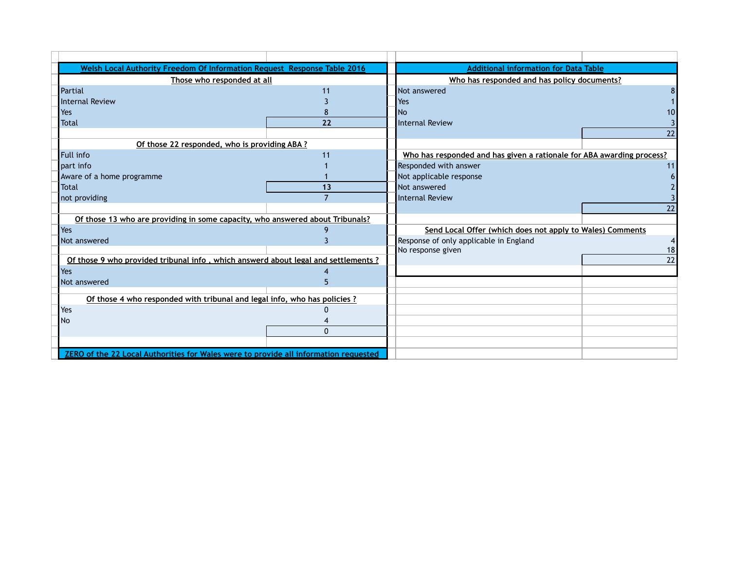## Welsh Local Authority Freedom Of Information Request Response Table 2016

**Those who responded at all**

| | |
|---|---|
| Partial | 11 |
| Internal Review | 3 |
| Yes | 8 |
| Total | **22** |

**Of those 22 responded, who is providing ABA ?**

| | |
|---|---|
| Full info | 11 |
| part info | 1 |
| Aware of a home programme | 1 |
| Total | **13** |
| not providing | 7 |

**Of those 13 who are providing in some capacity, who answered about Tribunals?**

| | |
|---|---|
| Yes | 9 |
| Not answered | 3 |

**Of those 9 who provided tribunal info , which answerd about legal and settlements ?**

| | |
|---|---|
| Yes | 4 |
| Not answered | 5 |

**Of those 4 who responded with tribunal and legal info, who has policies ?**

| | |
|---|---|
| Yes | 0 |
| No | 4 |
| | 0 |

**ZERO of the 22 Local Authorities for Wales were to provide all information requested**

## Additional information for Data Table

**Who has responded and has policy documents?**

| | |
|---|---|
| Not answered | 8 |
| Yes | 1 |
| No | 10 |
| Internal Review | 3 |
| | 22 |

**Who has responded and has given a rationale for ABA awarding process?**

| | |
|---|---|
| Responded with answer | 11 |
| Not applicable response | 6 |
| Not answered | 2 |
| Internal Review | 3 |
| | 22 |

**Send Local Offer (which does not apply to Wales) Comments**

| | |
|---|---|
| Response of only applicable in England | 4 |
| No response given | 18 |
| | 22 |